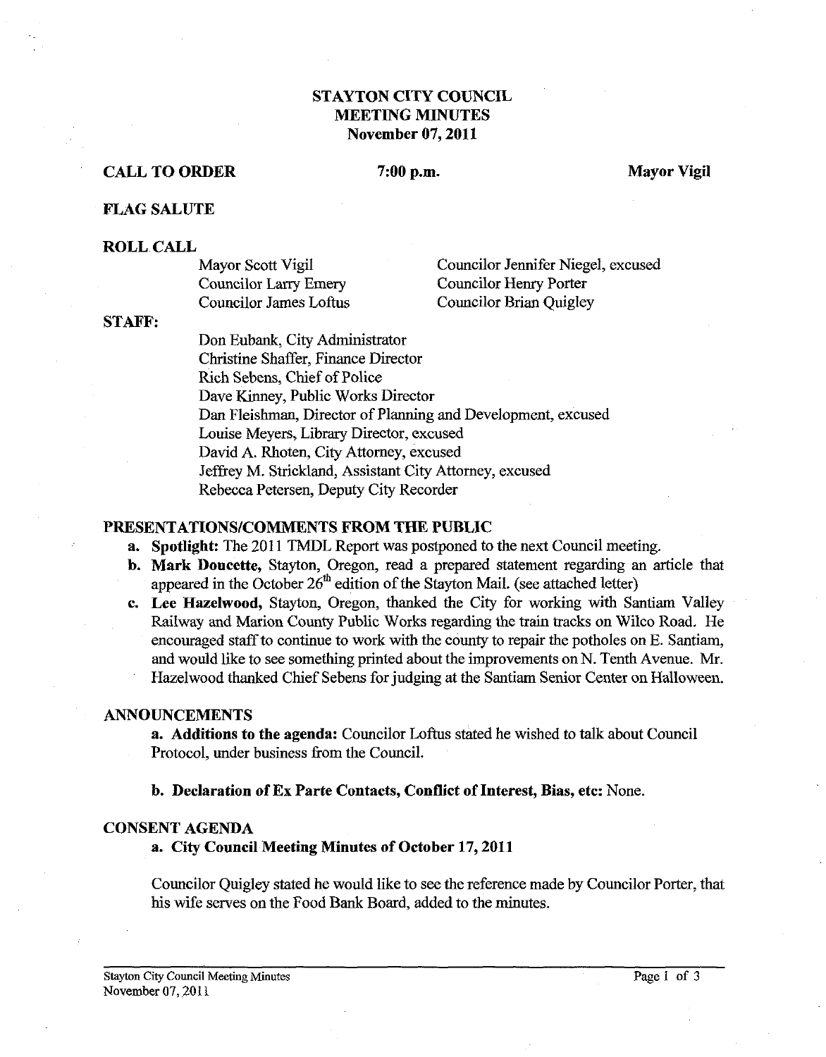# STAYTON CITY COUNCIL
## MEETING MINUTES
### November 07, 2011

**CALL TO ORDER** **7:00 p.m.** **Mayor Vigil**

**FLAG SALUTE**

**ROLL CALL**

Mayor Scott Vigil
Councilor Larry Emery
Councilor James Loftus
Councilor Jennifer Niegel, excused
Councilor Henry Porter
Councilor Brian Quigley

**STAFF:**

Don Eubank, City Administrator
Christine Shaffer, Finance Director
Rich Sebens, Chief of Police
Dave Kinney, Public Works Director
Dan Fleishman, Director of Planning and Development, excused
Louise Meyers, Library Director, excused
David A. Rhoten, City Attorney, excused
Jeffrey M. Strickland, Assistant City Attorney, excused
Rebecca Petersen, Deputy City Recorder

**PRESENTATIONS/COMMENTS FROM THE PUBLIC**

a. **Spotlight:** The 2011 TMDL Report was postponed to the next Council meeting.
b. **Mark Doucette,** Stayton, Oregon, read a prepared statement regarding an article that appeared in the October 26th edition of the Stayton Mail. (see attached letter)
c. **Lee Hazelwood,** Stayton, Oregon, thanked the City for working with Santiam Valley Railway and Marion County Public Works regarding the train tracks on Wilco Road. He encouraged staff to continue to work with the county to repair the potholes on E. Santiam, and would like to see something printed about the improvements on N. Tenth Avenue. Mr. Hazelwood thanked Chief Sebens for judging at the Santiam Senior Center on Halloween.

**ANNOUNCEMENTS**

**a. Additions to the agenda:** Councilor Loftus stated he wished to talk about Council Protocol, under business from the Council.

**b. Declaration of Ex Parte Contacts, Conflict of Interest, Bias, etc:** None.

**CONSENT AGENDA**

**a. City Council Meeting Minutes of October 17, 2011**

Councilor Quigley stated he would like to see the reference made by Councilor Porter, that his wife serves on the Food Bank Board, added to the minutes.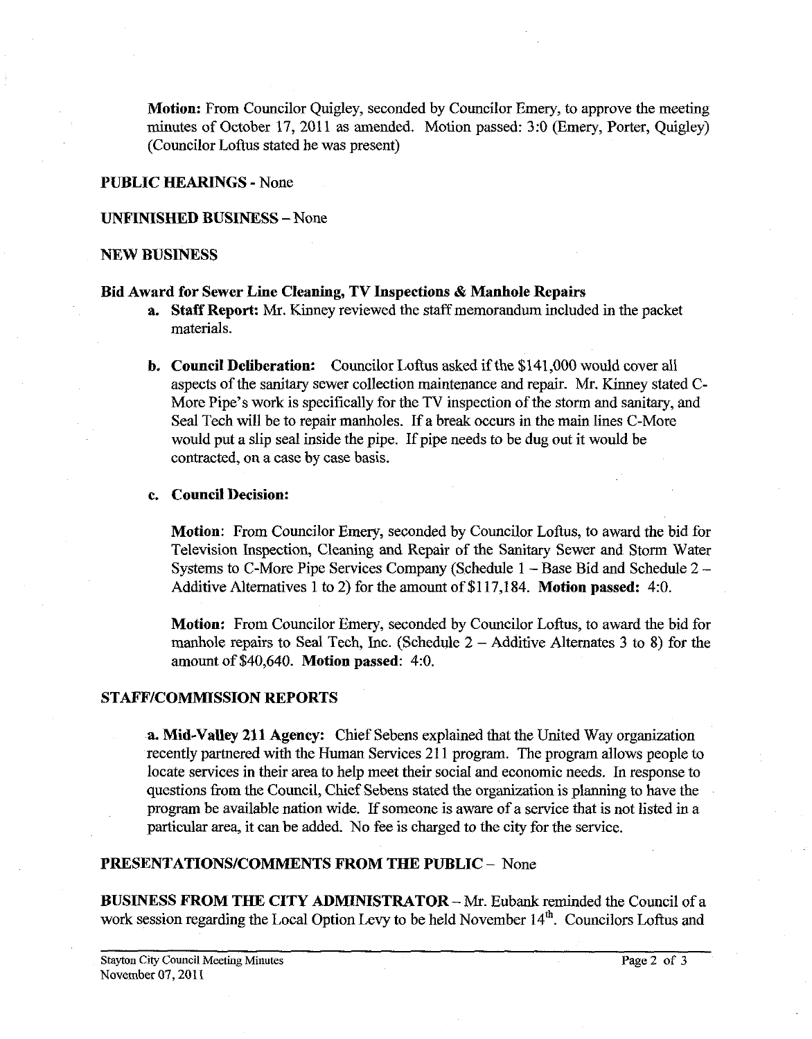**Motion:** From Councilor Quigley, seconded by Councilor Emery, to approve the meeting minutes of October 17, 2011 as amended. Motion passed: 3:0 (Emery, Porter, Quigley) (Councilor Loftus stated he was present)

**PUBLIC HEARINGS** - None

**UNFINISHED BUSINESS** – None

**NEW BUSINESS**

**Bid Award for Sewer Line Cleaning, TV Inspections & Manhole Repairs**

a. **Staff Report:** Mr. Kinney reviewed the staff memorandum included in the packet materials.

b. **Council Deliberation:** Councilor Loftus asked if the $141,000 would cover all aspects of the sanitary sewer collection maintenance and repair. Mr. Kinney stated C-More Pipe's work is specifically for the TV inspection of the storm and sanitary, and Seal Tech will be to repair manholes. If a break occurs in the main lines C-More would put a slip seal inside the pipe. If pipe needs to be dug out it would be contracted, on a case by case basis.

c. **Council Decision:**

**Motion**: From Councilor Emery, seconded by Councilor Loftus, to award the bid for Television Inspection, Cleaning and Repair of the Sanitary Sewer and Storm Water Systems to C-More Pipe Services Company (Schedule 1 – Base Bid and Schedule 2 – Additive Alternatives 1 to 2) for the amount of $117,184. **Motion passed:** 4:0.

**Motion:** From Councilor Emery, seconded by Councilor Loftus, to award the bid for manhole repairs to Seal Tech, Inc. (Schedule 2 – Additive Alternates 3 to 8) for the amount of $40,640. **Motion passed**: 4:0.

**STAFF/COMMISSION REPORTS**

**a. Mid-Valley 211 Agency:** Chief Sebens explained that the United Way organization recently partnered with the Human Services 211 program. The program allows people to locate services in their area to help meet their social and economic needs. In response to questions from the Council, Chief Sebens stated the organization is planning to have the program be available nation wide. If someone is aware of a service that is not listed in a particular area, it can be added. No fee is charged to the city for the service.

**PRESENTATIONS/COMMENTS FROM THE PUBLIC** – None

**BUSINESS FROM THE CITY ADMINISTRATOR** – Mr. Eubank reminded the Council of a work session regarding the Local Option Levy to be held November 14th. Councilors Loftus and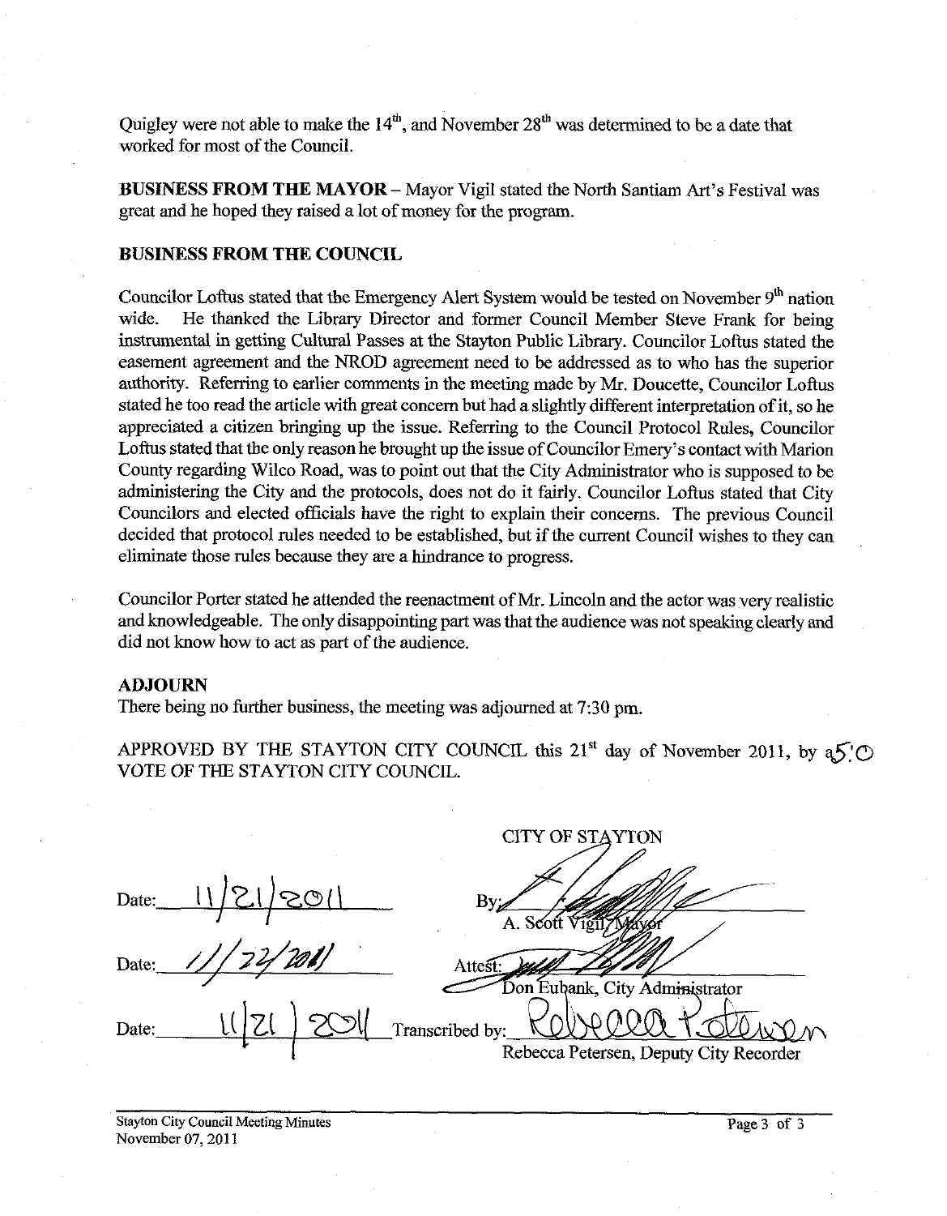Quigley were not able to make the 14th, and November 28th was determined to be a date that worked for most of the Council.

**BUSINESS FROM THE MAYOR** – Mayor Vigil stated the North Santiam Art's Festival was great and he hoped they raised a lot of money for the program.

**BUSINESS FROM THE COUNCIL**

Councilor Loftus stated that the Emergency Alert System would be tested on November 9th nation wide. He thanked the Library Director and former Council Member Steve Frank for being instrumental in getting Cultural Passes at the Stayton Public Library. Councilor Loftus stated the easement agreement and the NROD agreement need to be addressed as to who has the superior authority. Referring to earlier comments in the meeting made by Mr. Doucette, Councilor Loftus stated he too read the article with great concern but had a slightly different interpretation of it, so he appreciated a citizen bringing up the issue. Referring to the Council Protocol Rules, Councilor Loftus stated that the only reason he brought up the issue of Councilor Emery's contact with Marion County regarding Wilco Road, was to point out that the City Administrator who is supposed to be administering the City and the protocols, does not do it fairly. Councilor Loftus stated that City Councilors and elected officials have the right to explain their concerns. The previous Council decided that protocol rules needed to be established, but if the current Council wishes to they can eliminate those rules because they are a hindrance to progress.

Councilor Porter stated he attended the reenactment of Mr. Lincoln and the actor was very realistic and knowledgeable. The only disappointing part was that the audience was not speaking clearly and did not know how to act as part of the audience.

**ADJOURN**

There being no further business, the meeting was adjourned at 7:30 pm.

APPROVED BY THE STAYTON CITY COUNCIL this 21st day of November 2011, by a 5:0 VOTE OF THE STAYTON CITY COUNCIL.

CITY OF STAYTON

Date: 11/21/2011 By: _______________
A. Scott Vigil, Mayor

Date: 11/22/2011 Attest: _______________
Don Eubank, City Administrator

Date: 11/21/2011 Transcribed by: _______________
Rebecca Petersen, Deputy City Recorder

Stayton City Council Meeting Minutes
November 07, 2011